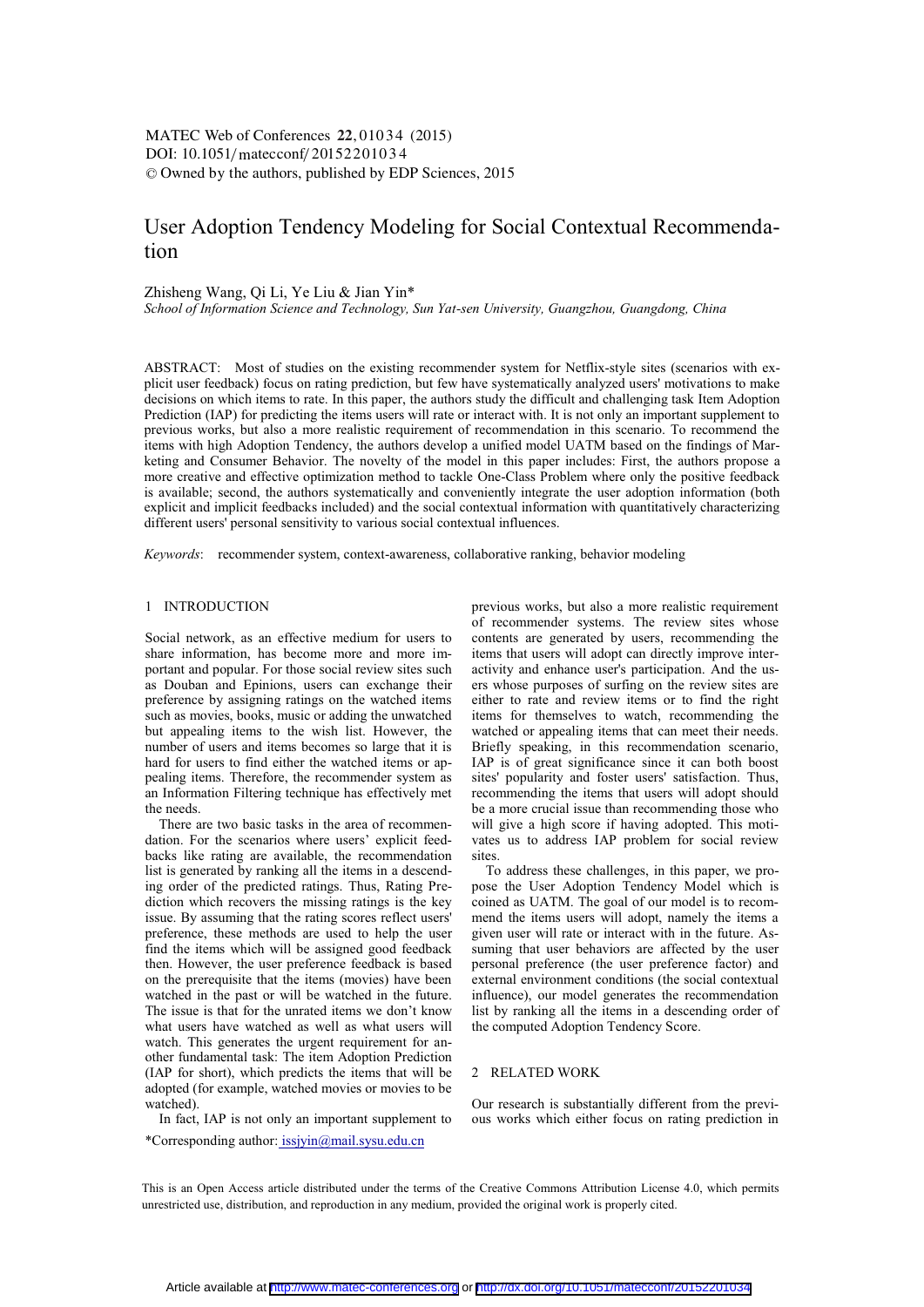MATEC Web of Conferences 22, 01034 (2015)
DOI: 10.1051/matecconf/20152201034
© Owned by the authors, published by EDP Sciences, 2015

# User Adoption Tendency Modeling for Social Contextual Recommendation

Zhisheng Wang, Qi Li, Ye Liu & Jian Yin*

*School of Information Science and Technology, Sun Yat-sen University, Guangzhou, Guangdong, China*

ABSTRACT: Most of studies on the existing recommender system for Netflix-style sites (scenarios with explicit user feedback) focus on rating prediction, but few have systematically analyzed users' motivations to make decisions on which items to rate. In this paper, the authors study the difficult and challenging task Item Adoption Prediction (IAP) for predicting the items users will rate or interact with. It is not only an important supplement to previous works, but also a more realistic requirement of recommendation in this scenario. To recommend the items with high Adoption Tendency, the authors develop a unified model UATM based on the findings of Marketing and Consumer Behavior. The novelty of the model in this paper includes: First, the authors propose a more creative and effective optimization method to tackle One-Class Problem where only the positive feedback is available; second, the authors systematically and conveniently integrate the user adoption information (both explicit and implicit feedbacks included) and the social contextual information with quantitatively characterizing different users' personal sensitivity to various social contextual influences.

*Keywords*: recommender system, context-awareness, collaborative ranking, behavior modeling

## 1 INTRODUCTION

Social network, as an effective medium for users to share information, has become more and more important and popular. For those social review sites such as Douban and Epinions, users can exchange their preference by assigning ratings on the watched items such as movies, books, music or adding the unwatched but appealing items to the wish list. However, the number of users and items becomes so large that it is hard for users to find either the watched items or appealing items. Therefore, the recommender system as an Information Filtering technique has effectively met the needs.

There are two basic tasks in the area of recommendation. For the scenarios where users' explicit feedbacks like rating are available, the recommendation list is generated by ranking all the items in a descending order of the predicted ratings. Thus, Rating Prediction which recovers the missing ratings is the key issue. By assuming that the rating scores reflect users' preference, these methods are used to help the user find the items which will be assigned good feedback then. However, the user preference feedback is based on the prerequisite that the items (movies) have been watched in the past or will be watched in the future. The issue is that for the unrated items we don't know what users have watched as well as what users will watch. This generates the urgent requirement for another fundamental task: The item Adoption Prediction (IAP for short), which predicts the items that will be adopted (for example, watched movies or movies to be watched).

In fact, IAP is not only an important supplement to previous works, but also a more realistic requirement of recommender systems. The review sites whose contents are generated by users, recommending the items that users will adopt can directly improve interactivity and enhance user's participation. And the users whose purposes of surfing on the review sites are either to rate and review items or to find the right items for themselves to watch, recommending the watched or appealing items that can meet their needs. Briefly speaking, in this recommendation scenario, IAP is of great significance since it can both boost sites' popularity and foster users' satisfaction. Thus, recommending the items that users will adopt should be a more crucial issue than recommending those who will give a high score if having adopted. This motivates us to address IAP problem for social review sites.

To address these challenges, in this paper, we propose the User Adoption Tendency Model which is coined as UATM. The goal of our model is to recommend the items users will adopt, namely the items a given user will rate or interact with in the future. Assuming that user behaviors are affected by the user personal preference (the user preference factor) and external environment conditions (the social contextual influence), our model generates the recommendation list by ranking all the items in a descending order of the computed Adoption Tendency Score.

## 2 RELATED WORK

Our research is substantially different from the previous works which either focus on rating prediction in

*Corresponding author: issjyin@mail.sysu.edu.cn

This is an Open Access article distributed under the terms of the Creative Commons Attribution License 4.0, which permits unrestricted use, distribution, and reproduction in any medium, provided the original work is properly cited.

Article available at http://www.matec-conferences.org or http://dx.doi.org/10.1051/matecconf/20152201034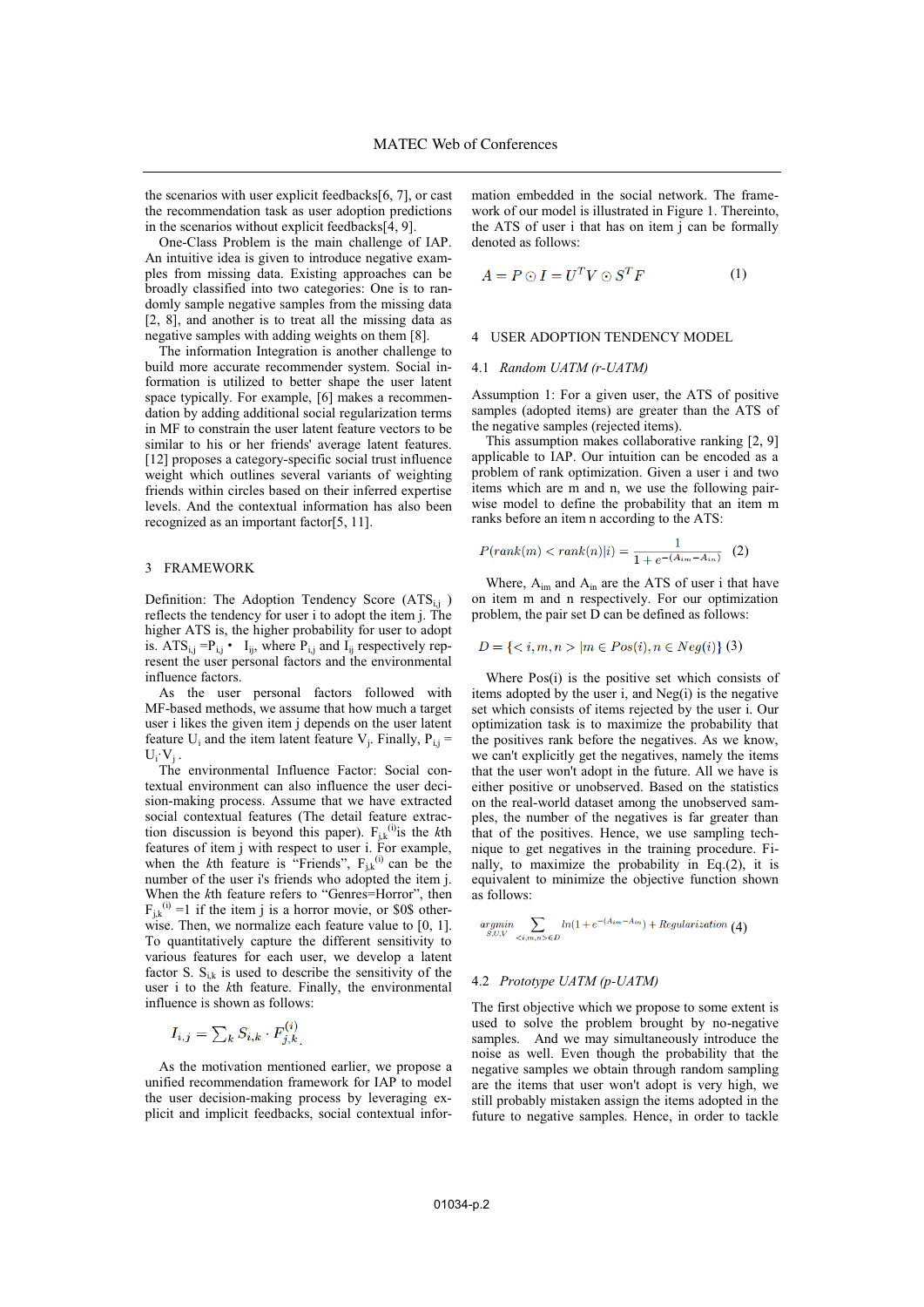the scenarios with user explicit feedbacks[6, 7], or cast the recommendation task as user adoption predictions in the scenarios without explicit feedbacks[4, 9].

One-Class Problem is the main challenge of IAP. An intuitive idea is given to introduce negative examples from missing data. Existing approaches can be broadly classified into two categories: One is to randomly sample negative samples from the missing data [2, 8], and another is to treat all the missing data as negative samples with adding weights on them [8].

The information Integration is another challenge to build more accurate recommender system. Social information is utilized to better shape the user latent space typically. For example, [6] makes a recommendation by adding additional social regularization terms in MF to constrain the user latent feature vectors to be similar to his or her friends' average latent features. [12] proposes a category-specific social trust influence weight which outlines several variants of weighting friends within circles based on their inferred expertise levels. And the contextual information has also been recognized as an important factor[5, 11].

## 3 FRAMEWORK

Definition: The Adoption Tendency Score ($ATS_{i,j}$ ) reflects the tendency for user i to adopt the item j. The higher ATS is, the higher probability for user to adopt is. $ATS_{i,j} = P_{i,j} \bullet I_{ij}$, where $P_{i,j}$ and $I_{ij}$ respectively represent the user personal factors and the environmental influence factors.

As the user personal factors followed with MF-based methods, we assume that how much a target user i likes the given item j depends on the user latent feature $U_i$ and the item latent feature $V_j$. Finally, $P_{i,j} = U_i \cdot V_j$ .

The environmental Influence Factor: Social contextual environment can also influence the user decision-making process. Assume that we have extracted social contextual features (The detail feature extraction discussion is beyond this paper). $F_{j,k}^{(i)}$is the *k*th features of item j with respect to user i. For example, when the *k*th feature is "Friends", $F_{j,k}^{(i)}$ can be the number of the user i's friends who adopted the item j. When the *k*th feature refers to "Genres=Horror", then $F_{j,k}^{(i)}$ =1 if the item j is a horror movie, or $0$ otherwise. Then, we normalize each feature value to [0, 1]. To quantitatively capture the different sensitivity to various features for each user, we develop a latent factor S. $S_{i,k}$ is used to describe the sensitivity of the user i to the *k*th feature. Finally, the environmental influence is shown as follows:

$$I_{i,j} = \sum_k S_{i,k} \cdot F_{j,k}^{(i)}$$

As the motivation mentioned earlier, we propose a unified recommendation framework for IAP to model the user decision-making process by leveraging explicit and implicit feedbacks, social contextual information embedded in the social network. The framework of our model is illustrated in Figure 1. Thereinto, the ATS of user i that has on item j can be formally denoted as follows:

$$A = P \odot I = U^T V \odot S^T F \tag{1}$$

## 4 USER ADOPTION TENDENCY MODEL

### 4.1 *Random UATM (r-UATM)*

Assumption 1: For a given user, the ATS of positive samples (adopted items) are greater than the ATS of the negative samples (rejected items).

This assumption makes collaborative ranking [2, 9] applicable to IAP. Our intuition can be encoded as a problem of rank optimization. Given a user i and two items which are m and n, we use the following pairwise model to define the probability that an item m ranks before an item n according to the ATS:

$$P(rank(m) < rank(n)|i) = \frac{1}{1+e^{-(A_{im}-A_{in})}} \tag{2}$$

Where, $A_{im}$ and $A_{in}$ are the ATS of user i that have on item m and n respectively. For our optimization problem, the pair set D can be defined as follows:

$$D = \{<i,m,n> | m \in Pos(i), n \in Neg(i)\} \tag{3}$$

Where Pos(i) is the positive set which consists of items adopted by the user i, and Neg(i) is the negative set which consists of items rejected by the user i. Our optimization task is to maximize the probability that the positives rank before the negatives. As we know, we can't explicitly get the negatives, namely the items that the user won't adopt in the future. All we have is either positive or unobserved. Based on the statistics on the real-world dataset among the unobserved samples, the number of the negatives is far greater than that of the positives. Hence, we use the sampling technique to get negatives in the training procedure. Finally, to maximize the probability in Eq.(2), it is equivalent to minimize the objective function shown as follows:

$$\underset{S,U,V}{argmin} \sum_{<i,m,n>\in D} ln(1+e^{-(A_{im}-A_{in})}) + Regularization \tag{4}$$

### 4.2 *Prototype UATM (p-UATM)*

The first objective which we propose to some extent is used to solve the problem brought by no-negative samples. And we may simultaneously introduce the noise as well. Even though the probability that the negative samples we obtain through random sampling are the items that user won't adopt is very high, we still probably mistaken assign the items adopted in the future to negative samples. Hence, in order to tackle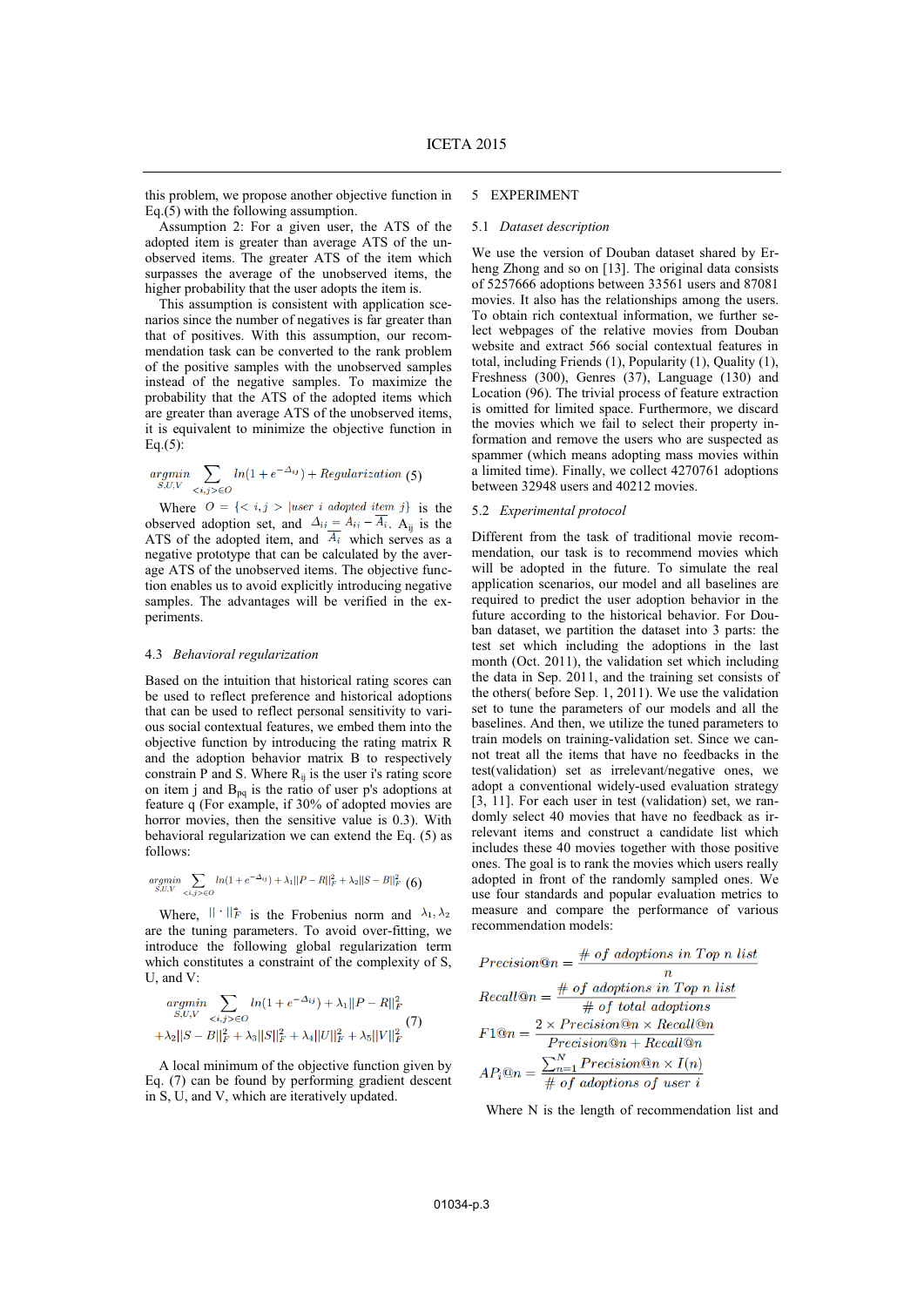this problem, we propose another objective function in Eq.(5) with the following assumption.

Assumption 2: For a given user, the ATS of the adopted item is greater than average ATS of the unobserved items. The greater ATS of the item which surpasses the average of the unobserved items, the higher probability that the user adopts the item is.

This assumption is consistent with application scenarios since the number of negatives is far greater than that of positives. With this assumption, our recommendation task can be converted to the rank problem of the positive samples with the unobserved samples instead of the negative samples. To maximize the probability that the ATS of the adopted items which are greater than average ATS of the unobserved items, it is equivalent to minimize the objective function in Eq.(5):

$$\underset{S,U,V}{argmin} \sum_{<i,j>\in O} ln(1+e^{-\Delta_{ij}}) + Regularization \quad (5)$$

Where $O = \{<i,j> | user\ i\ adopted\ item\ j\}$ is the observed adoption set, and $\Delta_{ij} = A_{ij} - \overline{A_i}$. $A_{ij}$ is the ATS of the adopted item, and $\overline{A_i}$ which serves as a negative prototype that can be calculated by the average ATS of the unobserved items. The objective function enables us to avoid explicitly introducing negative samples. The advantages will be verified in the experiments.

### 4.3 *Behavioral regularization*

Based on the intuition that historical rating scores can be used to reflect preference and historical adoptions that can be used to reflect personal sensitivity to various social contextual features, we embed them into the objective function by introducing the rating matrix R and the adoption behavior matrix B to respectively constrain P and S. Where $R_{ij}$ is the user i's rating score on item j and $B_{pq}$ is the ratio of user p's adoptions at feature q (For example, if 30% of adopted movies are horror movies, then the sensitive value is 0.3). With behavioral regularization we can extend the Eq. (5) as follows:

$$\underset{S,U,V}{argmin} \sum_{<i,j>\in O} ln(1+e^{-\Delta_{ij}}) + \lambda_1\|P-R\|_F^2 + \lambda_2\|S-B\|_F^2 \quad (6)$$

Where, $\|\cdot\|_F^2$ is the Frobenius norm and $\lambda_1, \lambda_2$ are the tuning parameters. To avoid over-fitting, we introduce the following global regularization term which constitutes a constraint of the complexity of S, U, and V:

$$\underset{S,U,V}{argmin} \sum_{<i,j>\in O} ln(1+e^{-\Delta_{ij}}) + \lambda_1\|P-R\|_F^2 + \lambda_2\|S-B\|_F^2 + \lambda_3\|S\|_F^2 + \lambda_4\|U\|_F^2 + \lambda_5\|V\|_F^2 \quad (7)$$

A local minimum of the objective function given by Eq. (7) can be found by performing gradient descent in S, U, and V, which are iteratively updated.

## 5 EXPERIMENT

### 5.1 *Dataset description*

We use the version of Douban dataset shared by Erheng Zhong and so on [13]. The original data consists of 5257666 adoptions between 33561 users and 87081 movies. It also has the relationships among the users. To obtain rich contextual information, we further select webpages of the relative movies from Douban website and extract 566 social contextual features in total, including Friends (1), Popularity (1), Quality (1), Freshness (300), Genres (37), Language (130) and Location (96). The trivial process of feature extraction is omitted for limited space. Furthermore, we discard the movies which we fail to select their property information and remove the users who are suspected as spammer (which means adopting mass movies within a limited time). Finally, we collect 4270761 adoptions between 32948 users and 40212 movies.

### 5.2 *Experimental protocol*

Different from the task of traditional movie recommendation, our task is to recommend movies which will be adopted in the future. To simulate the real application scenarios, our model and all baselines are required to predict the user adoption behavior in the future according to the historical behavior. For Douban dataset, we partition the dataset into 3 parts: the test set which including the adoptions in the last month (Oct. 2011), the validation set which including the data in Sep. 2011, and the training set consists of the others( before Sep. 1, 2011). We use the validation set to tune the parameters of our models and all the baselines. And then, we utilize the tuned parameters to train models on training-validation set. Since we cannot treat all the items that have no feedbacks in the test(validation) set as irrelevant/negative ones, we adopt a conventional widely-used evaluation strategy [3, 11]. For each user in test (validation) set, we randomly select 40 movies that have no feedback as irrelevant items and construct a candidate list which includes these 40 movies together with those positive ones. The goal is to rank the movies which users really adopted in front of the randomly sampled ones. We use four standards and popular evaluation metrics to measure and compare the performance of various recommendation models:

$$Precision@n = \frac{\#\ of\ adoptions\ in\ Top\ n\ list}{n}$$

$$Recall@n = \frac{\#\ of\ adoptions\ in\ Top\ n\ list}{\#\ of\ total\ adoptions}$$

$$F1@n = \frac{2 \times Precision@n \times Recall@n}{Precision@n + Recall@n}$$

$$AP_i@n = \frac{\sum_{n=1}^{N} Precision@n \times I(n)}{\#\ of\ adoptions\ of\ user\ i}$$

Where N is the length of recommendation list and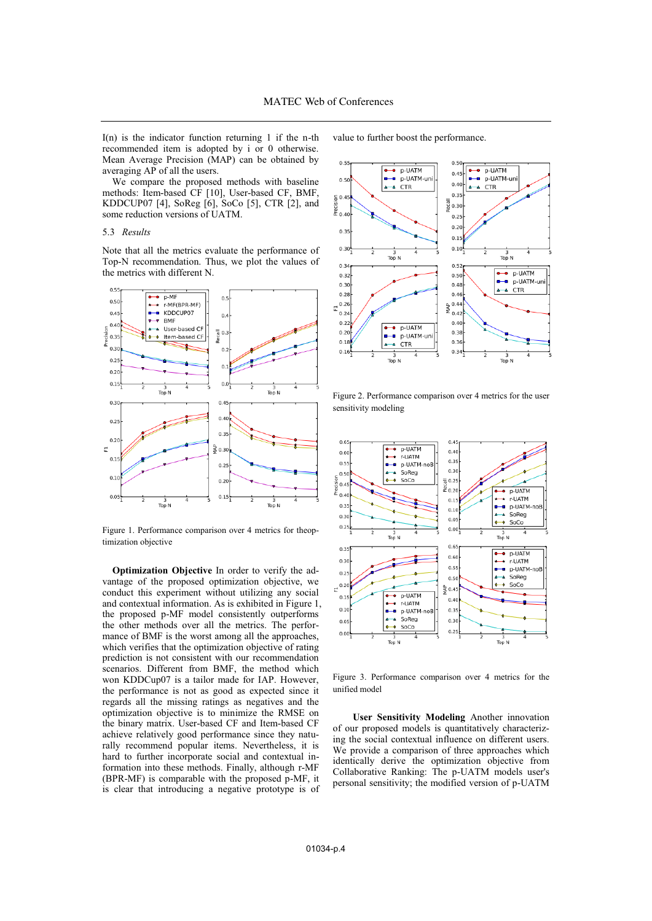I(n) is the indicator function returning 1 if the n-th recommended item is adopted by i or 0 otherwise. Mean Average Precision (MAP) can be obtained by averaging AP of all the users.

We compare the proposed methods with baseline methods: Item-based CF [10], User-based CF, BMF, KDDCUP07 [4], SoReg [6], SoCo [5], CTR [2], and some reduction versions of UATM.

### 5.3 *Results*

Note that all the metrics evaluate the performance of Top-N recommendation. Thus, we plot the values of the metrics with different N.

Figure 1. Performance comparison over 4 metrics for theoptimization objective

**Optimization Objective** In order to verify the advantage of the proposed optimization objective, we conduct this experiment without utilizing any social and contextual information. As is exhibited in Figure 1, the proposed p-MF model consistently outperforms the other methods over all the metrics. The performance of BMF is the worst among all the approaches, which verifies that the optimization objective of rating prediction is not consistent with our recommendation scenarios. Different from BMF, the method which won KDDCup07 is a tailor made for IAP. However, the performance is not as good as expected since it regards all the missing ratings as negatives and the optimization objective is to minimize the RMSE on the binary matrix. User-based CF and Item-based CF achieve relatively good performance since they naturally recommend popular items. Nevertheless, it is hard to further incorporate social and contextual information into these methods. Finally, although r-MF (BPR-MF) is comparable with the proposed p-MF, it is clear that introducing a negative prototype is of value to further boost the performance.

Figure 2. Performance comparison over 4 metrics for the user sensitivity modeling

Figure 3. Performance comparison over 4 metrics for the unified model

**User Sensitivity Modeling** Another innovation of our proposed models is quantitatively characterizing the social contextual influence on different users. We provide a comparison of three approaches which identically derive the optimization objective from Collaborative Ranking: The p-UATM models user's personal sensitivity; the modified version of p-UATM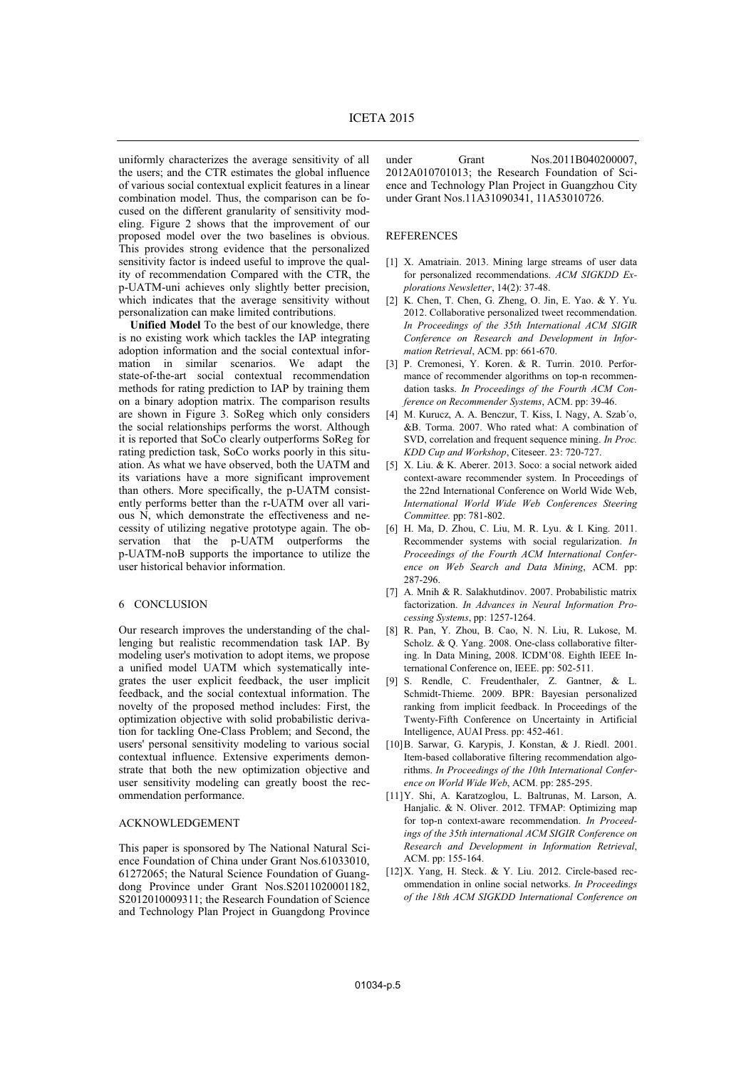uniformly characterizes the average sensitivity of all the users; and the CTR estimates the global influence of various social contextual explicit features in a linear combination model. Thus, the comparison can be focused on the different granularity of sensitivity modeling. Figure 2 shows that the improvement of our proposed model over the two baselines is obvious. This provides strong evidence that the personalized sensitivity factor is indeed useful to improve the quality of recommendation Compared with the CTR, the p-UATM-uni achieves only slightly better precision, which indicates that the average sensitivity without personalization can make limited contributions.

**Unified Model** To the best of our knowledge, there is no existing work which tackles the IAP integrating adoption information and the social contextual information in similar scenarios. We adapt the state-of-the-art social contextual recommendation methods for rating prediction to IAP by training them on a binary adoption matrix. The comparison results are shown in Figure 3. SoReg which only considers the social relationships performs the worst. Although it is reported that SoCo clearly outperforms SoReg for rating prediction task, SoCo works poorly in this situation. As what we have observed, both the UATM and its variations have a more significant improvement than others. More specifically, the p-UATM consistently performs better than the r-UATM over all various N, which demonstrate the effectiveness and necessity of utilizing negative prototype again. The observation that the p-UATM outperforms the p-UATM-noB supports the importance to utilize the user historical behavior information.

## 6 CONCLUSION

Our research improves the understanding of the challenging but realistic recommendation task IAP. By modeling user's motivation to adopt items, we propose a unified model UATM which systematically integrates the user explicit feedback, the user implicit feedback, and the social contextual information. The novelty of the proposed method includes: First, the optimization objective with solid probabilistic derivation for tackling One-Class Problem; and Second, the users' personal sensitivity modeling to various social contextual influence. Extensive experiments demonstrate that both the new optimization objective and user sensitivity modeling can greatly boost the recommendation performance.

## ACKNOWLEDGEMENT

This paper is sponsored by The National Natural Science Foundation of China under Grant Nos.61033010, 61272065; the Natural Science Foundation of Guangdong Province under Grant Nos.S2011020001182, S2012010009311; the Research Foundation of Science and Technology Plan Project in Guangdong Province under Grant Nos.2011B040200007, 2012A010701013; the Research Foundation of Science and Technology Plan Project in Guangzhou City under Grant Nos.11A31090341, 11A53010726.

## REFERENCES

[1] X. Amatriain. 2013. Mining large streams of user data for personalized recommendations. *ACM SIGKDD Explorations Newsletter*, 14(2): 37-48.

[2] K. Chen, T. Chen, G. Zheng, O. Jin, E. Yao. & Y. Yu. 2012. Collaborative personalized tweet recommendation. *In Proceedings of the 35th International ACM SIGIR Conference on Research and Development in Information Retrieval*, ACM. pp: 661-670.

[3] P. Cremonesi, Y. Koren. & R. Turrin. 2010. Performance of recommender algorithms on top-n recommendation tasks. *In Proceedings of the Fourth ACM Conference on Recommender Systems*, ACM. pp: 39-46.

[4] M. Kurucz, A. A. Benczur, T. Kiss, I. Nagy, A. Szab´o, &B. Torma. 2007. Who rated what: A combination of SVD, correlation and frequent sequence mining. *In Proc. KDD Cup and Workshop*, Citeseer. 23: 720-727.

[5] X. Liu. & K. Aberer. 2013. Soco: a social network aided context-aware recommender system. In Proceedings of the 22nd International Conference on World Wide Web, *International World Wide Web Conferences Steering Committee.* pp: 781-802.

[6] H. Ma, D. Zhou, C. Liu, M. R. Lyu. & I. King. 2011. Recommender systems with social regularization. *In Proceedings of the Fourth ACM International Conference on Web Search and Data Mining*, ACM. pp: 287-296.

[7] A. Mnih & R. Salakhutdinov. 2007. Probabilistic matrix factorization. *In Advances in Neural Information Processing Systems*, pp: 1257-1264.

[8] R. Pan, Y. Zhou, B. Cao, N. N. Liu, R. Lukose, M. Scholz. & Q. Yang. 2008. One-class collaborative filtering. In Data Mining, 2008. ICDM'08. Eighth IEEE International Conference on, IEEE. pp: 502-511.

[9] S. Rendle, C. Freudenthaler, Z. Gantner, & L. Schmidt-Thieme. 2009. BPR: Bayesian personalized ranking from implicit feedback. In Proceedings of the Twenty-Fifth Conference on Uncertainty in Artificial Intelligence, AUAI Press. pp: 452-461.

[10] B. Sarwar, G. Karypis, J. Konstan, & J. Riedl. 2001. Item-based collaborative filtering recommendation algorithms. *In Proceedings of the 10th International Conference on World Wide Web*, ACM. pp: 285-295.

[11] Y. Shi, A. Karatzoglou, L. Baltrunas, M. Larson, A. Hanjalic. & N. Oliver. 2012. TFMAP: Optimizing map for top-n context-aware recommendation. *In Proceedings of the 35th international ACM SIGIR Conference on Research and Development in Information Retrieval*, ACM. pp: 155-164.

[12] X. Yang, H. Steck. & Y. Liu. 2012. Circle-based recommendation in online social networks. *In Proceedings of the 18th ACM SIGKDD International Conference on*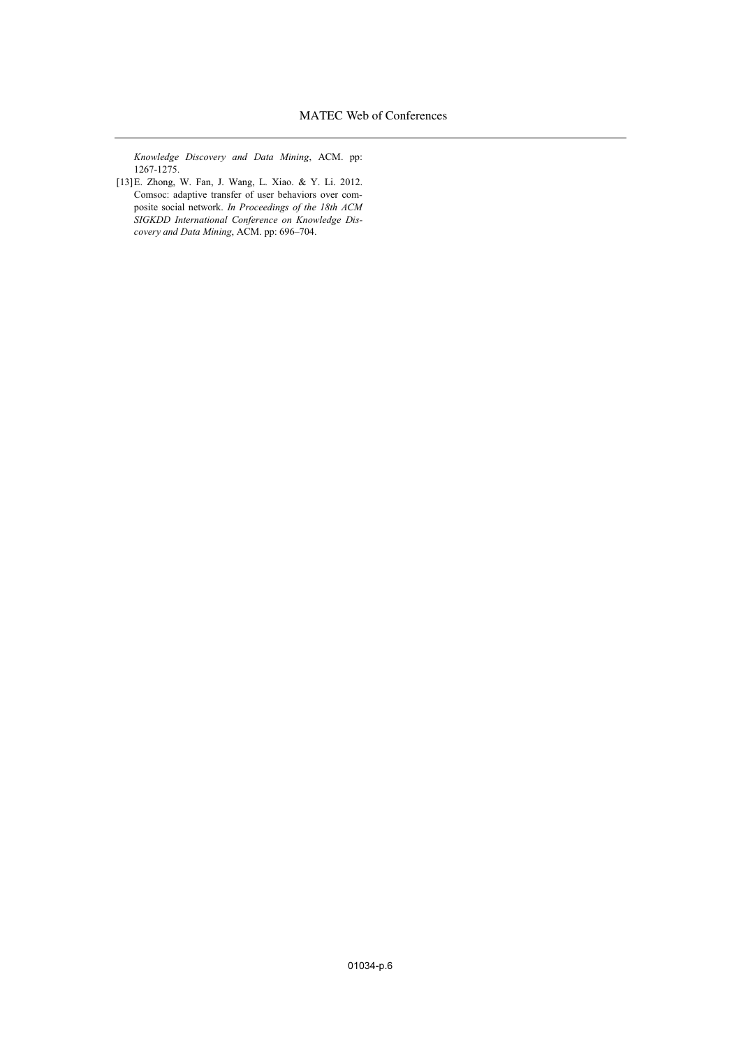*Knowledge Discovery and Data Mining*, ACM. pp: 1267-1275.

[13] E. Zhong, W. Fan, J. Wang, L. Xiao. & Y. Li. 2012. Comsoc: adaptive transfer of user behaviors over composite social network. *In Proceedings of the 18th ACM SIGKDD International Conference on Knowledge Discovery and Data Mining*, ACM. pp: 696–704.